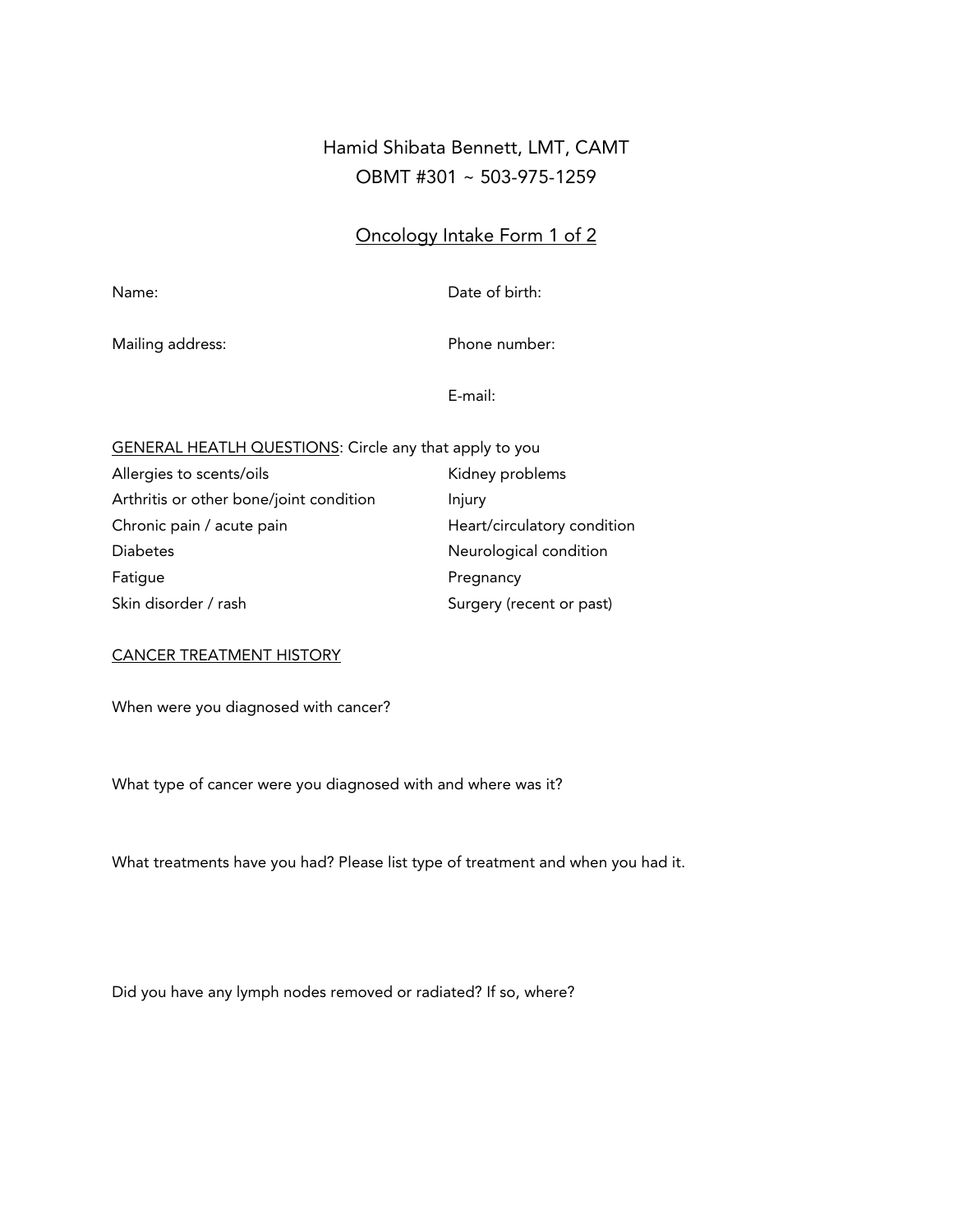Hamid Shibata Bennett, LMT, CAMT
OBMT #301 ~ 503-975-1259

## Oncology Intake Form 1 of 2

Name: Date of birth:

Mailing address: Phone number:

E-mail:

GENERAL HEATLH QUESTIONS: Circle any that apply to you

| | |
|---|---|
| Allergies to scents/oils | Kidney problems |
| Arthritis or other bone/joint condition | Injury |
| Chronic pain / acute pain | Heart/circulatory condition |
| Diabetes | Neurological condition |
| Fatigue | Pregnancy |
| Skin disorder / rash | Surgery (recent or past) |

CANCER TREATMENT HISTORY

When were you diagnosed with cancer?

What type of cancer were you diagnosed with and where was it?

What treatments have you had? Please list type of treatment and when you had it.

Did you have any lymph nodes removed or radiated? If so, where?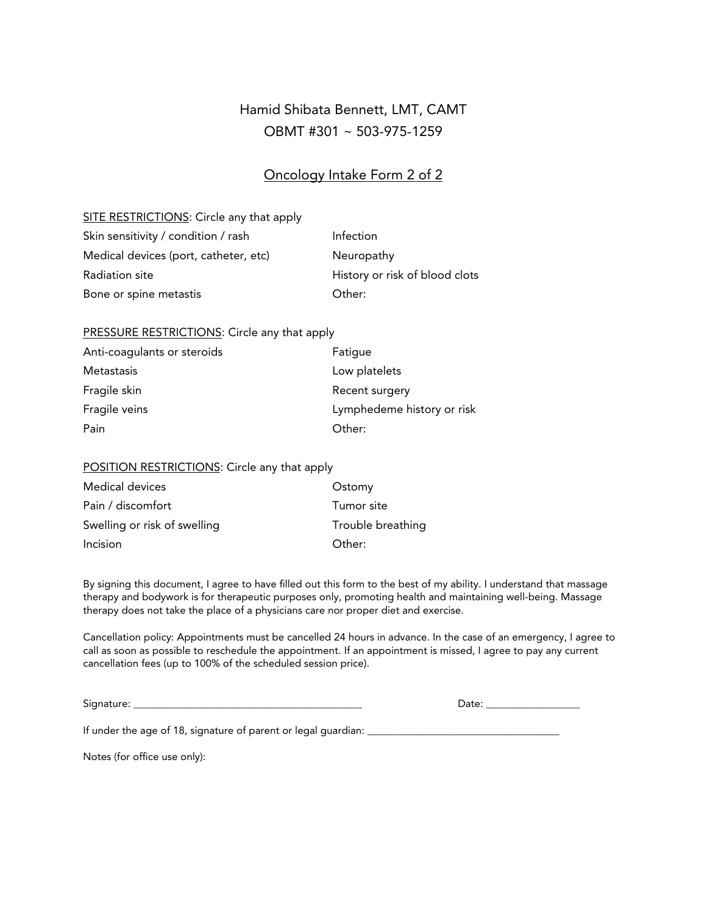Hamid Shibata Bennett, LMT, CAMT

OBMT #301 ~ 503-975-1259

## Oncology Intake Form 2 of 2

SITE RESTRICTIONS: Circle any that apply

| | |
|---|---|
| Skin sensitivity / condition / rash | Infection |
| Medical devices (port, catheter, etc) | Neuropathy |
| Radiation site | History or risk of blood clots |
| Bone or spine metastis | Other: |

PRESSURE RESTRICTIONS: Circle any that apply

| | |
|---|---|
| Anti-coagulants or steroids | Fatigue |
| Metastasis | Low platelets |
| Fragile skin | Recent surgery |
| Fragile veins | Lymphedeme history or risk |
| Pain | Other: |

POSITION RESTRICTIONS: Circle any that apply

| | |
|---|---|
| Medical devices | Ostomy |
| Pain / discomfort | Tumor site |
| Swelling or risk of swelling | Trouble breathing |
| Incision | Other: |

By signing this document, I agree to have filled out this form to the best of my ability. I understand that massage therapy and bodywork is for therapeutic purposes only, promoting health and maintaining well-being. Massage therapy does not take the place of a physicians care nor proper diet and exercise.

Cancellation policy: Appointments must be cancelled 24 hours in advance. In the case of an emergency, I agree to call as soon as possible to reschedule the appointment. If an appointment is missed, I agree to pay any current cancellation fees (up to 100% of the scheduled session price).

Signature: ____________________________________________ Date: __________________

If under the age of 18, signature of parent or legal guardian: _____________________________________

Notes (for office use only):